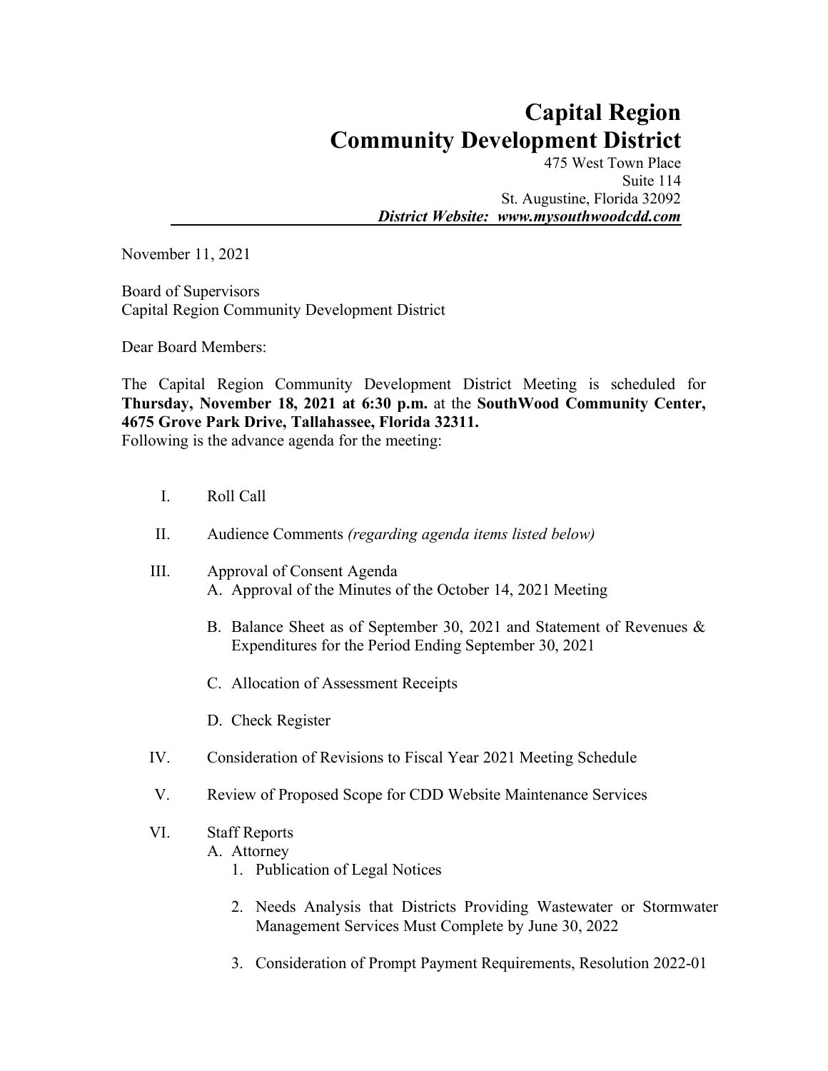# Capital Region
# Community Development District

475 West Town Place
Suite 114
St. Augustine, Florida 32092
***District Website: www.mysouthwoodcdd.com***

---

November 11, 2021

Board of Supervisors
Capital Region Community Development District

Dear Board Members:

The Capital Region Community Development District Meeting is scheduled for **Thursday, November 18, 2021 at 6:30 p.m.** at the **SouthWood Community Center, 4675 Grove Park Drive, Tallahassee, Florida 32311.**
Following is the advance agenda for the meeting:

I. Roll Call

II. Audience Comments *(regarding agenda items listed below)*

III. Approval of Consent Agenda
   A. Approval of the Minutes of the October 14, 2021 Meeting

   B. Balance Sheet as of September 30, 2021 and Statement of Revenues & Expenditures for the Period Ending September 30, 2021

   C. Allocation of Assessment Receipts

   D. Check Register

IV. Consideration of Revisions to Fiscal Year 2021 Meeting Schedule

V. Review of Proposed Scope for CDD Website Maintenance Services

VI. Staff Reports
   A. Attorney
      1. Publication of Legal Notices

      2. Needs Analysis that Districts Providing Wastewater or Stormwater Management Services Must Complete by June 30, 2022

      3. Consideration of Prompt Payment Requirements, Resolution 2022-01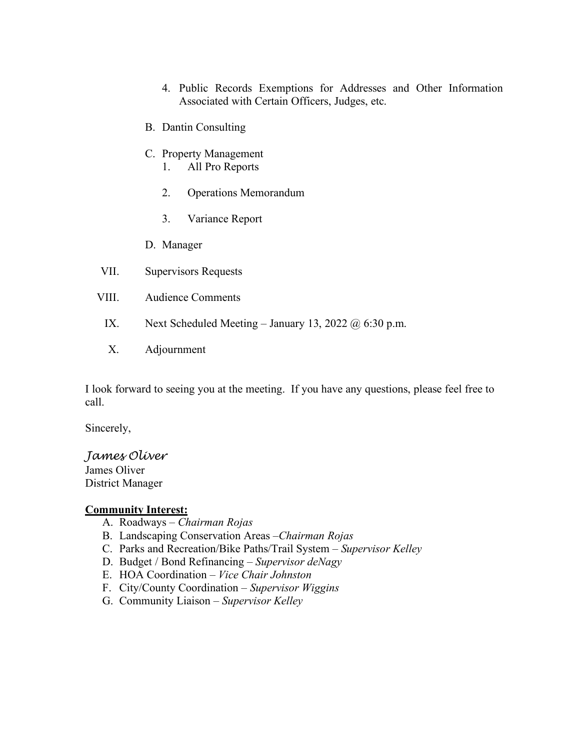4. Public Records Exemptions for Addresses and Other Information Associated with Certain Officers, Judges, etc.

B. Dantin Consulting

C. Property Management
   1. All Pro Reports
   2. Operations Memorandum
   3. Variance Report

D. Manager

VII. Supervisors Requests

VIII. Audience Comments

IX. Next Scheduled Meeting – January 13, 2022 @ 6:30 p.m.

X. Adjournment

I look forward to seeing you at the meeting. If you have any questions, please feel free to call.

Sincerely,

*James Oliver*
James Oliver
District Manager

**Community Interest:**

A. Roadways – *Chairman Rojas*
B. Landscaping Conservation Areas –*Chairman Rojas*
C. Parks and Recreation/Bike Paths/Trail System – *Supervisor Kelley*
D. Budget / Bond Refinancing – *Supervisor deNagy*
E. HOA Coordination – *Vice Chair Johnston*
F. City/County Coordination – *Supervisor Wiggins*
G. Community Liaison – *Supervisor Kelley*